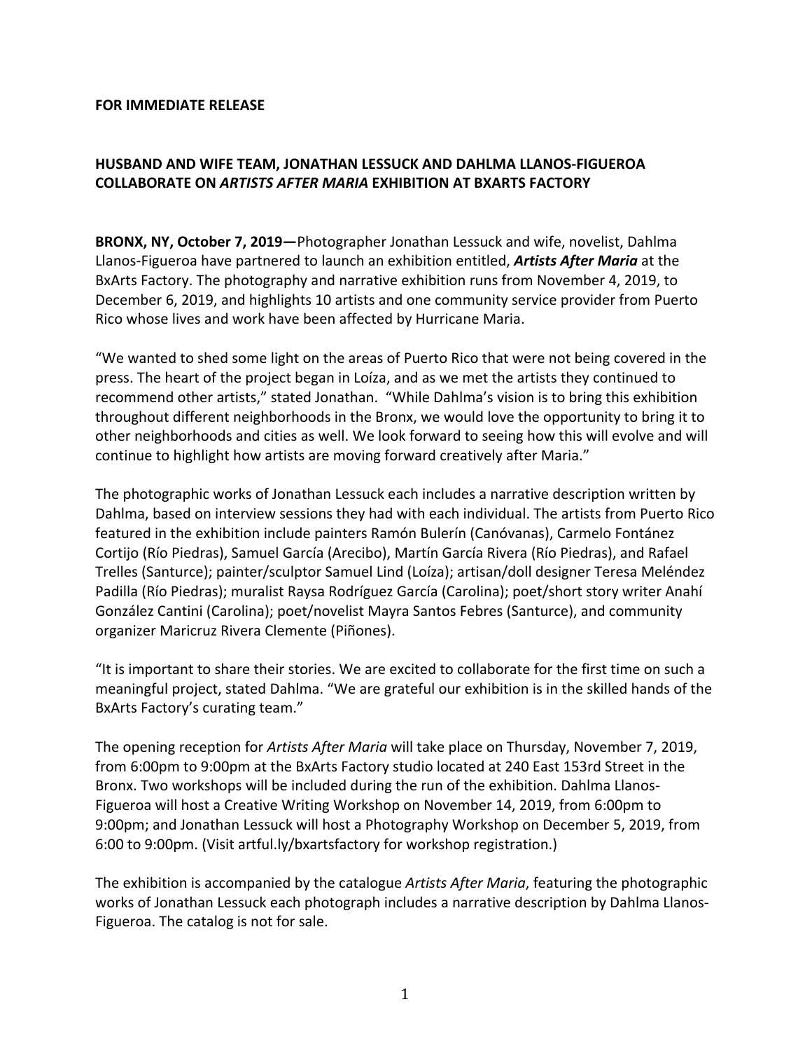**FOR IMMEDIATE RELEASE**

## HUSBAND AND WIFE TEAM, JONATHAN LESSUCK AND DAHLMA LLANOS-FIGUEROA COLLABORATE ON *ARTISTS AFTER MARIA* EXHIBITION AT BXARTS FACTORY

**BRONX, NY, October 7, 2019—**Photographer Jonathan Lessuck and wife, novelist, Dahlma Llanos-Figueroa have partnered to launch an exhibition entitled, ***Artists After Maria*** at the BxArts Factory. The photography and narrative exhibition runs from November 4, 2019, to December 6, 2019, and highlights 10 artists and one community service provider from Puerto Rico whose lives and work have been affected by Hurricane Maria.

"We wanted to shed some light on the areas of Puerto Rico that were not being covered in the press. The heart of the project began in Loíza, and as we met the artists they continued to recommend other artists," stated Jonathan. "While Dahlma's vision is to bring this exhibition throughout different neighborhoods in the Bronx, we would love the opportunity to bring it to other neighborhoods and cities as well. We look forward to seeing how this will evolve and will continue to highlight how artists are moving forward creatively after Maria."

The photographic works of Jonathan Lessuck each includes a narrative description written by Dahlma, based on interview sessions they had with each individual. The artists from Puerto Rico featured in the exhibition include painters Ramón Bulerín (Canóvanas), Carmelo Fontánez Cortijo (Río Piedras), Samuel García (Arecibo), Martín García Rivera (Río Piedras), and Rafael Trelles (Santurce); painter/sculptor Samuel Lind (Loíza); artisan/doll designer Teresa Meléndez Padilla (Río Piedras); muralist Raysa Rodríguez García (Carolina); poet/short story writer Anahí González Cantini (Carolina); poet/novelist Mayra Santos Febres (Santurce), and community organizer Maricruz Rivera Clemente (Piñones).

"It is important to share their stories. We are excited to collaborate for the first time on such a meaningful project, stated Dahlma. "We are grateful our exhibition is in the skilled hands of the BxArts Factory's curating team."

The opening reception for *Artists After Maria* will take place on Thursday, November 7, 2019, from 6:00pm to 9:00pm at the BxArts Factory studio located at 240 East 153rd Street in the Bronx. Two workshops will be included during the run of the exhibition. Dahlma Llanos-Figueroa will host a Creative Writing Workshop on November 14, 2019, from 6:00pm to 9:00pm; and Jonathan Lessuck will host a Photography Workshop on December 5, 2019, from 6:00 to 9:00pm. (Visit artful.ly/bxartsfactory for workshop registration.)

The exhibition is accompanied by the catalogue *Artists After Maria*, featuring the photographic works of Jonathan Lessuck each photograph includes a narrative description by Dahlma Llanos-Figueroa. The catalog is not for sale.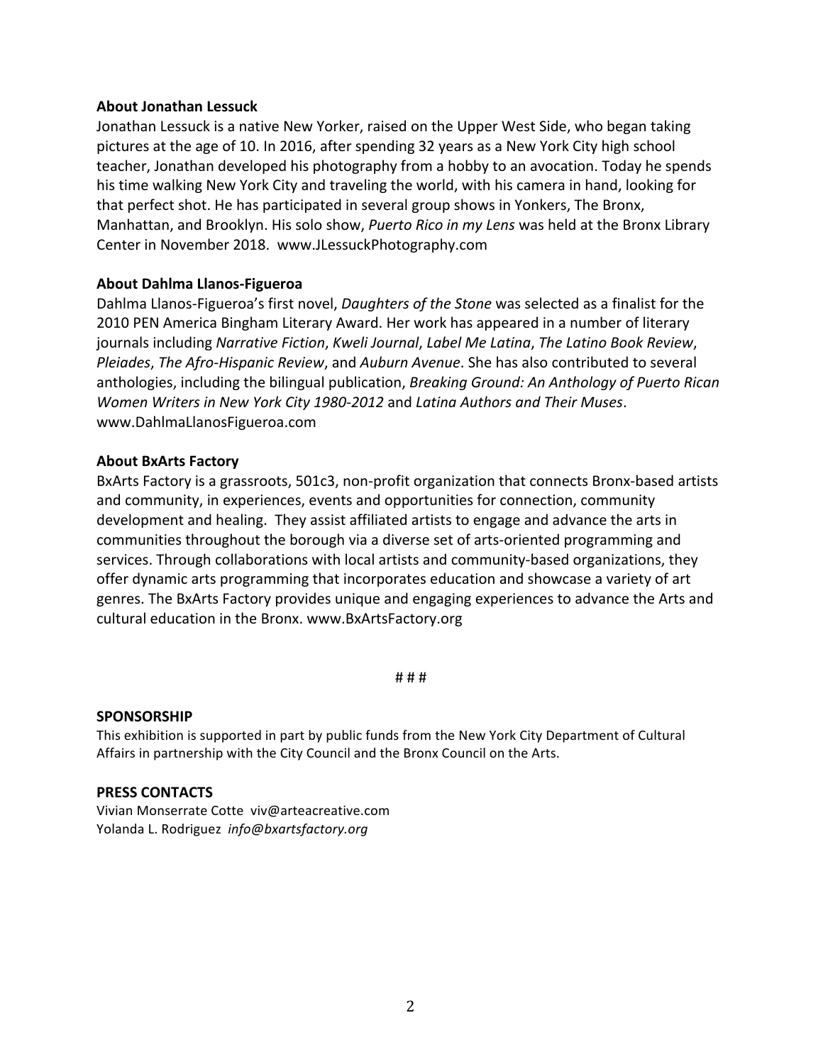**About Jonathan Lessuck**

Jonathan Lessuck is a native New Yorker, raised on the Upper West Side, who began taking pictures at the age of 10. In 2016, after spending 32 years as a New York City high school teacher, Jonathan developed his photography from a hobby to an avocation. Today he spends his time walking New York City and traveling the world, with his camera in hand, looking for that perfect shot. He has participated in several group shows in Yonkers, The Bronx, Manhattan, and Brooklyn. His solo show, *Puerto Rico in my Lens* was held at the Bronx Library Center in November 2018. www.JLessuckPhotography.com

**About Dahlma Llanos-Figueroa**

Dahlma Llanos-Figueroa's first novel, *Daughters of the Stone* was selected as a finalist for the 2010 PEN America Bingham Literary Award. Her work has appeared in a number of literary journals including *Narrative Fiction*, *Kweli Journal*, *Label Me Latina*, *The Latino Book Review*, *Pleiades*, *The Afro-Hispanic Review*, and *Auburn Avenue*. She has also contributed to several anthologies, including the bilingual publication, *Breaking Ground: An Anthology of Puerto Rican Women Writers in New York City 1980-2012* and *Latina Authors and Their Muses*. www.DahlmaLlanosFigueroa.com

**About BxArts Factory**

BxArts Factory is a grassroots, 501c3, non-profit organization that connects Bronx-based artists and community, in experiences, events and opportunities for connection, community development and healing. They assist affiliated artists to engage and advance the arts in communities throughout the borough via a diverse set of arts-oriented programming and services. Through collaborations with local artists and community-based organizations, they offer dynamic arts programming that incorporates education and showcase a variety of art genres. The BxArts Factory provides unique and engaging experiences to advance the Arts and cultural education in the Bronx. www.BxArtsFactory.org

# # #

**SPONSORSHIP**

This exhibition is supported in part by public funds from the New York City Department of Cultural Affairs in partnership with the City Council and the Bronx Council on the Arts.

**PRESS CONTACTS**

Vivian Monserrate Cotte viv@arteacreative.com
Yolanda L. Rodriguez *info@bxartsfactory.org*